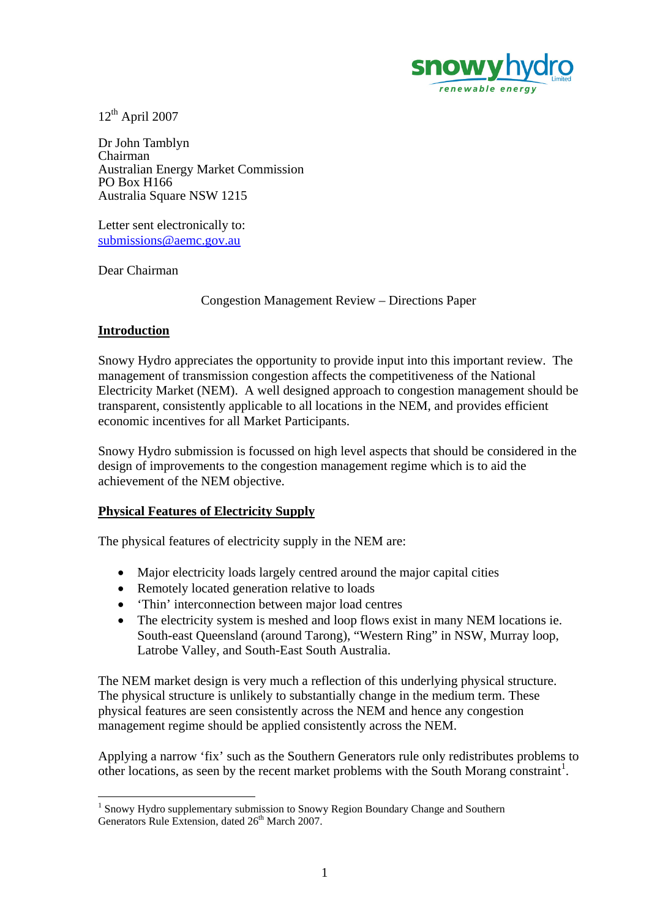snowyhydro Limited
renewable energy

12th April 2007

Dr John Tamblyn
Chairman
Australian Energy Market Commission
PO Box H166
Australia Square NSW 1215

Letter sent electronically to:
submissions@aemc.gov.au

Dear Chairman

Congestion Management Review – Directions Paper

## Introduction

Snowy Hydro appreciates the opportunity to provide input into this important review. The management of transmission congestion affects the competitiveness of the National Electricity Market (NEM). A well designed approach to congestion management should be transparent, consistently applicable to all locations in the NEM, and provides efficient economic incentives for all Market Participants.

Snowy Hydro submission is focussed on high level aspects that should be considered in the design of improvements to the congestion management regime which is to aid the achievement of the NEM objective.

## Physical Features of Electricity Supply

The physical features of electricity supply in the NEM are:

- Major electricity loads largely centred around the major capital cities
- Remotely located generation relative to loads
- 'Thin' interconnection between major load centres
- The electricity system is meshed and loop flows exist in many NEM locations ie. South-east Queensland (around Tarong), "Western Ring" in NSW, Murray loop, Latrobe Valley, and South-East South Australia.

The NEM market design is very much a reflection of this underlying physical structure. The physical structure is unlikely to substantially change in the medium term. These physical features are seen consistently across the NEM and hence any congestion management regime should be applied consistently across the NEM.

Applying a narrow 'fix' such as the Southern Generators rule only redistributes problems to other locations, as seen by the recent market problems with the South Morang constraint[1].

[1] Snowy Hydro supplementary submission to Snowy Region Boundary Change and Southern Generators Rule Extension, dated 26th March 2007.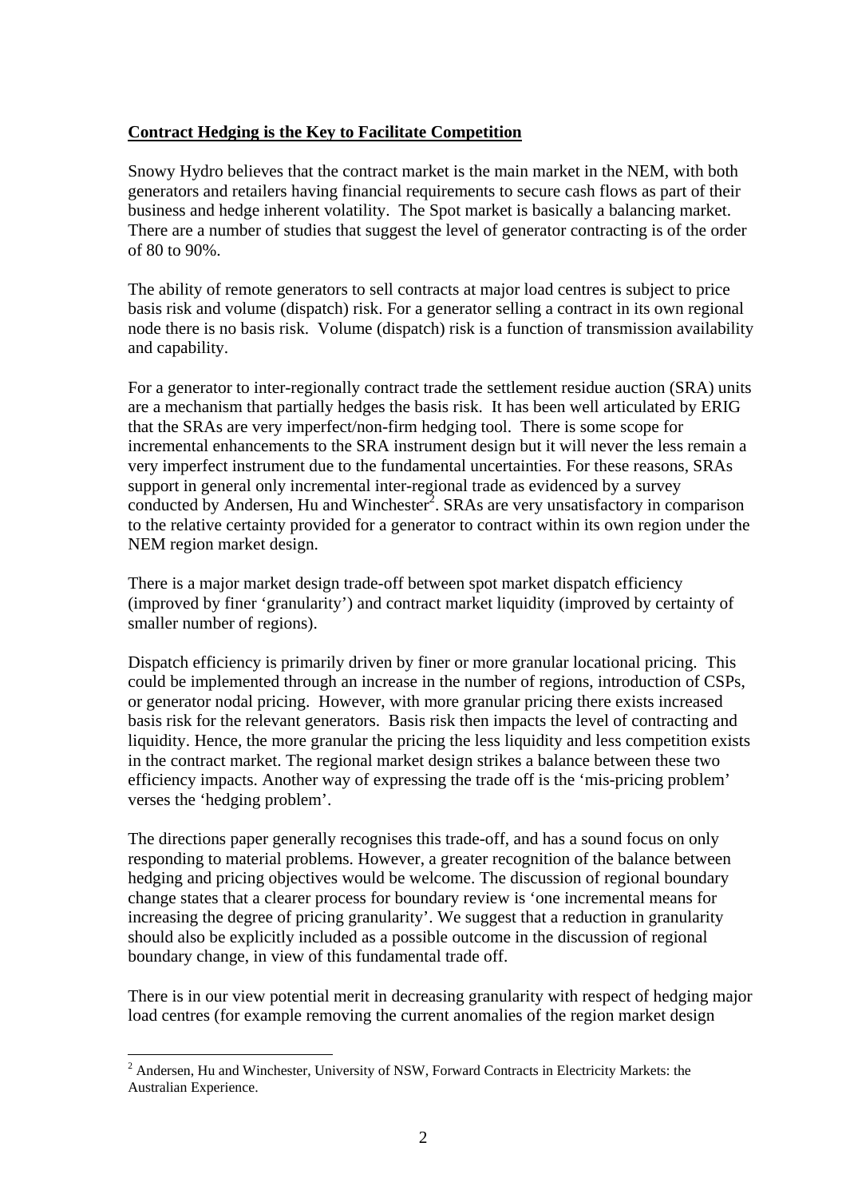**Contract Hedging is the Key to Facilitate Competition**

Snowy Hydro believes that the contract market is the main market in the NEM, with both generators and retailers having financial requirements to secure cash flows as part of their business and hedge inherent volatility. The Spot market is basically a balancing market. There are a number of studies that suggest the level of generator contracting is of the order of 80 to 90%.

The ability of remote generators to sell contracts at major load centres is subject to price basis risk and volume (dispatch) risk. For a generator selling a contract in its own regional node there is no basis risk. Volume (dispatch) risk is a function of transmission availability and capability.

For a generator to inter-regionally contract trade the settlement residue auction (SRA) units are a mechanism that partially hedges the basis risk. It has been well articulated by ERIG that the SRAs are very imperfect/non-firm hedging tool. There is some scope for incremental enhancements to the SRA instrument design but it will never the less remain a very imperfect instrument due to the fundamental uncertainties. For these reasons, SRAs support in general only incremental inter-regional trade as evidenced by a survey conducted by Andersen, Hu and Winchester[2]. SRAs are very unsatisfactory in comparison to the relative certainty provided for a generator to contract within its own region under the NEM region market design.

There is a major market design trade-off between spot market dispatch efficiency (improved by finer 'granularity') and contract market liquidity (improved by certainty of smaller number of regions).

Dispatch efficiency is primarily driven by finer or more granular locational pricing. This could be implemented through an increase in the number of regions, introduction of CSPs, or generator nodal pricing. However, with more granular pricing there exists increased basis risk for the relevant generators. Basis risk then impacts the level of contracting and liquidity. Hence, the more granular the pricing the less liquidity and less competition exists in the contract market. The regional market design strikes a balance between these two efficiency impacts. Another way of expressing the trade off is the 'mis-pricing problem' verses the 'hedging problem'.

The directions paper generally recognises this trade-off, and has a sound focus on only responding to material problems. However, a greater recognition of the balance between hedging and pricing objectives would be welcome. The discussion of regional boundary change states that a clearer process for boundary review is 'one incremental means for increasing the degree of pricing granularity'. We suggest that a reduction in granularity should also be explicitly included as a possible outcome in the discussion of regional boundary change, in view of this fundamental trade off.

There is in our view potential merit in decreasing granularity with respect of hedging major load centres (for example removing the current anomalies of the region market design

[2] Andersen, Hu and Winchester, University of NSW, Forward Contracts in Electricity Markets: the Australian Experience.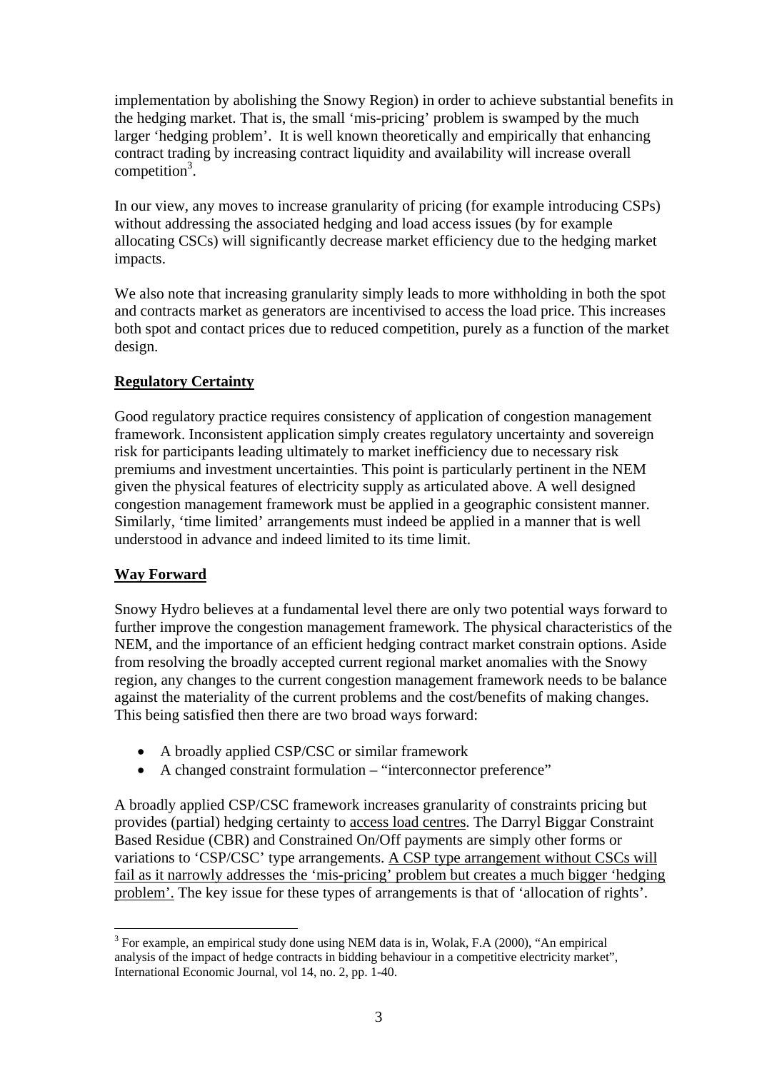implementation by abolishing the Snowy Region) in order to achieve substantial benefits in the hedging market. That is, the small 'mis-pricing' problem is swamped by the much larger 'hedging problem'. It is well known theoretically and empirically that enhancing contract trading by increasing contract liquidity and availability will increase overall competition[3].

In our view, any moves to increase granularity of pricing (for example introducing CSPs) without addressing the associated hedging and load access issues (by for example allocating CSCs) will significantly decrease market efficiency due to the hedging market impacts.

We also note that increasing granularity simply leads to more withholding in both the spot and contracts market as generators are incentivised to access the load price. This increases both spot and contact prices due to reduced competition, purely as a function of the market design.

**Regulatory Certainty**

Good regulatory practice requires consistency of application of congestion management framework. Inconsistent application simply creates regulatory uncertainty and sovereign risk for participants leading ultimately to market inefficiency due to necessary risk premiums and investment uncertainties. This point is particularly pertinent in the NEM given the physical features of electricity supply as articulated above. A well designed congestion management framework must be applied in a geographic consistent manner. Similarly, 'time limited' arrangements must indeed be applied in a manner that is well understood in advance and indeed limited to its time limit.

**Way Forward**

Snowy Hydro believes at a fundamental level there are only two potential ways forward to further improve the congestion management framework. The physical characteristics of the NEM, and the importance of an efficient hedging contract market constrain options. Aside from resolving the broadly accepted current regional market anomalies with the Snowy region, any changes to the current congestion management framework needs to be balance against the materiality of the current problems and the cost/benefits of making changes. This being satisfied then there are two broad ways forward:

- A broadly applied CSP/CSC or similar framework
- A changed constraint formulation – "interconnector preference"

A broadly applied CSP/CSC framework increases granularity of constraints pricing but provides (partial) hedging certainty to access load centres. The Darryl Biggar Constraint Based Residue (CBR) and Constrained On/Off payments are simply other forms or variations to 'CSP/CSC' type arrangements. A CSP type arrangement without CSCs will fail as it narrowly addresses the 'mis-pricing' problem but creates a much bigger 'hedging problem'. The key issue for these types of arrangements is that of 'allocation of rights'.

[3] For example, an empirical study done using NEM data is in, Wolak, F.A (2000), "An empirical analysis of the impact of hedge contracts in bidding behaviour in a competitive electricity market", International Economic Journal, vol 14, no. 2, pp. 1-40.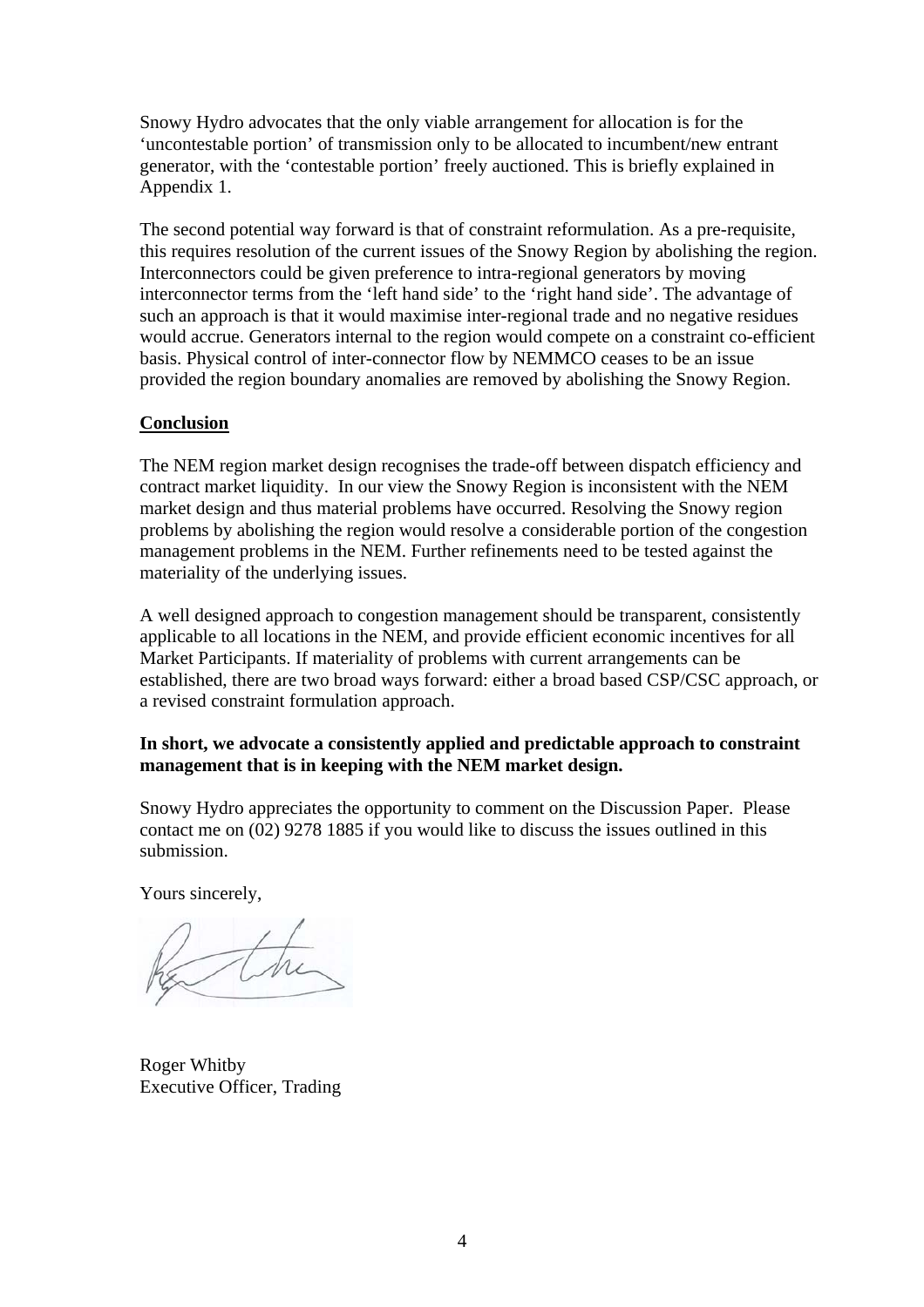Snowy Hydro advocates that the only viable arrangement for allocation is for the 'uncontestable portion' of transmission only to be allocated to incumbent/new entrant generator, with the 'contestable portion' freely auctioned. This is briefly explained in Appendix 1.

The second potential way forward is that of constraint reformulation. As a pre-requisite, this requires resolution of the current issues of the Snowy Region by abolishing the region. Interconnectors could be given preference to intra-regional generators by moving interconnector terms from the 'left hand side' to the 'right hand side'. The advantage of such an approach is that it would maximise inter-regional trade and no negative residues would accrue. Generators internal to the region would compete on a constraint co-efficient basis. Physical control of inter-connector flow by NEMMCO ceases to be an issue provided the region boundary anomalies are removed by abolishing the Snowy Region.

## Conclusion

The NEM region market design recognises the trade-off between dispatch efficiency and contract market liquidity. In our view the Snowy Region is inconsistent with the NEM market design and thus material problems have occurred. Resolving the Snowy region problems by abolishing the region would resolve a considerable portion of the congestion management problems in the NEM. Further refinements need to be tested against the materiality of the underlying issues.

A well designed approach to congestion management should be transparent, consistently applicable to all locations in the NEM, and provide efficient economic incentives for all Market Participants. If materiality of problems with current arrangements can be established, there are two broad ways forward: either a broad based CSP/CSC approach, or a revised constraint formulation approach.

**In short, we advocate a consistently applied and predictable approach to constraint management that is in keeping with the NEM market design.**

Snowy Hydro appreciates the opportunity to comment on the Discussion Paper. Please contact me on (02) 9278 1885 if you would like to discuss the issues outlined in this submission.

Yours sincerely,

Roger Whitby
Executive Officer, Trading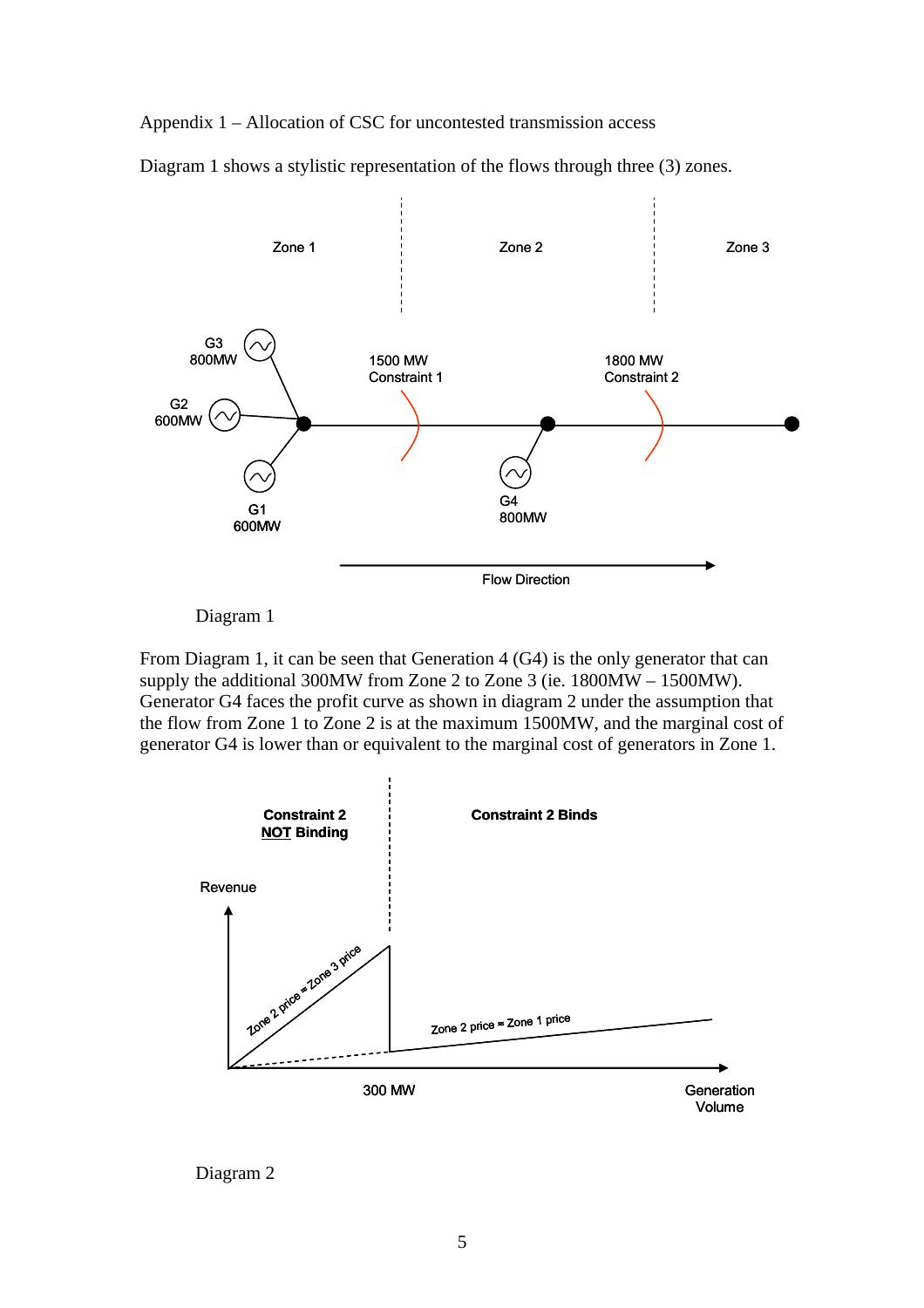Appendix 1 – Allocation of CSC for uncontested transmission access

Diagram 1 shows a stylistic representation of the flows through three (3) zones.

Diagram 1

From Diagram 1, it can be seen that Generation 4 (G4) is the only generator that can supply the additional 300MW from Zone 2 to Zone 3 (ie. 1800MW – 1500MW). Generator G4 faces the profit curve as shown in diagram 2 under the assumption that the flow from Zone 1 to Zone 2 is at the maximum 1500MW, and the marginal cost of generator G4 is lower than or equivalent to the marginal cost of generators in Zone 1.

Diagram 2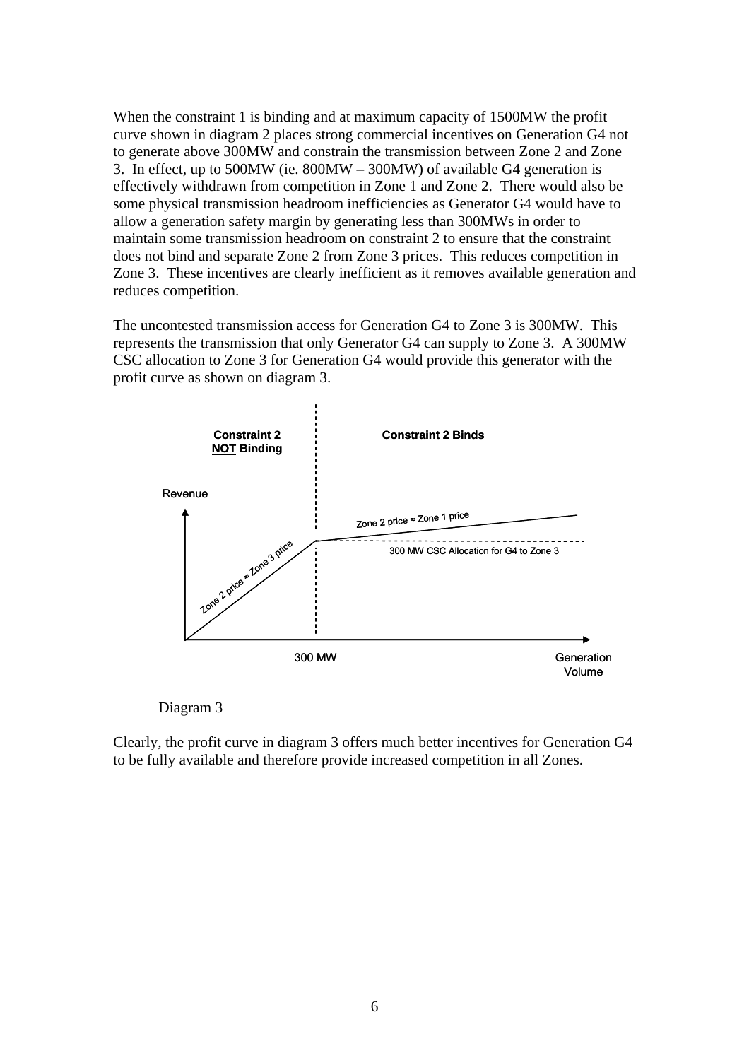When the constraint 1 is binding and at maximum capacity of 1500MW the profit curve shown in diagram 2 places strong commercial incentives on Generation G4 not to generate above 300MW and constrain the transmission between Zone 2 and Zone 3. In effect, up to 500MW (ie. 800MW – 300MW) of available G4 generation is effectively withdrawn from competition in Zone 1 and Zone 2. There would also be some physical transmission headroom inefficiencies as Generator G4 would have to allow a generation safety margin by generating less than 300MWs in order to maintain some transmission headroom on constraint 2 to ensure that the constraint does not bind and separate Zone 2 from Zone 3 prices. This reduces competition in Zone 3. These incentives are clearly inefficient as it removes available generation and reduces competition.

The uncontested transmission access for Generation G4 to Zone 3 is 300MW. This represents the transmission that only Generator G4 can supply to Zone 3. A 300MW CSC allocation to Zone 3 for Generation G4 would provide this generator with the profit curve as shown on diagram 3.

Constraint 2 **NOT** Binding

Constraint 2 Binds

Revenue

Zone 2 price ≈ Zone 1 price

Zone 2 price ≈ Zone 3 price

300 MW CSC Allocation for G4 to Zone 3

300 MW

Generation Volume

Diagram 3

Clearly, the profit curve in diagram 3 offers much better incentives for Generation G4 to be fully available and therefore provide increased competition in all Zones.